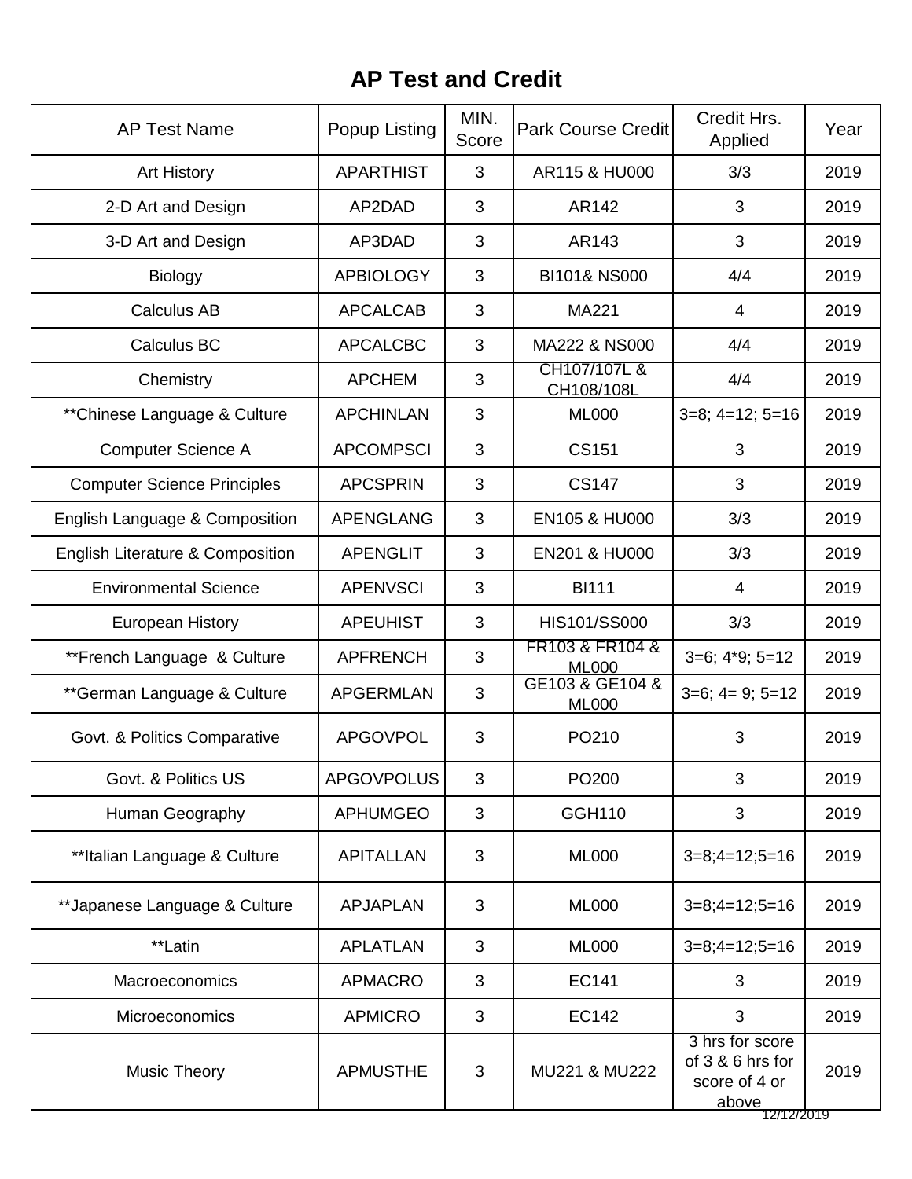# AP Test and Credit

| AP Test Name | Popup Listing | MIN. Score | Park Course Credit | Credit Hrs. Applied | Year |
|---|---|---|---|---|---|
| Art History | APARTHIST | 3 | AR115 & HU000 | 3/3 | 2019 |
| 2-D Art and Design | AP2DAD | 3 | AR142 | 3 | 2019 |
| 3-D Art and Design | AP3DAD | 3 | AR143 | 3 | 2019 |
| Biology | APBIOLOGY | 3 | BI101& NS000 | 4/4 | 2019 |
| Calculus AB | APCALCAB | 3 | MA221 | 4 | 2019 |
| Calculus BC | APCALCBC | 3 | MA222 & NS000 | 4/4 | 2019 |
| Chemistry | APCHEM | 3 | CH107/107L & CH108/108L | 4/4 | 2019 |
| **Chinese Language & Culture | APCHINLAN | 3 | ML000 | 3=8; 4=12; 5=16 | 2019 |
| Computer Science A | APCOMPSCI | 3 | CS151 | 3 | 2019 |
| Computer Science Principles | APCSPRIN | 3 | CS147 | 3 | 2019 |
| English Language & Composition | APENGLANG | 3 | EN105 & HU000 | 3/3 | 2019 |
| English Literature & Composition | APENGLIT | 3 | EN201 & HU000 | 3/3 | 2019 |
| Environmental Science | APENVSCI | 3 | BI111 | 4 | 2019 |
| European History | APEUHIST | 3 | HIS101/SS000 | 3/3 | 2019 |
| **French Language & Culture | APFRENCH | 3 | FR103 & FR104 & ML000 | 3=6; 4*9; 5=12 | 2019 |
| **German Language & Culture | APGERMLAN | 3 | GE103 & GE104 & ML000 | 3=6; 4= 9; 5=12 | 2019 |
| Govt. & Politics Comparative | APGOVPOL | 3 | PO210 | 3 | 2019 |
| Govt. & Politics US | APGOVPOLUS | 3 | PO200 | 3 | 2019 |
| Human Geography | APHUMGEO | 3 | GGH110 | 3 | 2019 |
| **Italian Language & Culture | APITALLAN | 3 | ML000 | 3=8;4=12;5=16 | 2019 |
| **Japanese Language & Culture | APJAPLAN | 3 | ML000 | 3=8;4=12;5=16 | 2019 |
| **Latin | APLATLAN | 3 | ML000 | 3=8;4=12;5=16 | 2019 |
| Macroeconomics | APMACRO | 3 | EC141 | 3 | 2019 |
| Microeconomics | APMICRO | 3 | EC142 | 3 | 2019 |
| Music Theory | APMUSTHE | 3 | MU221 & MU222 | 3 hrs for score of 3 & 6 hrs for score of 4 or above | 2019 |

12/12/2019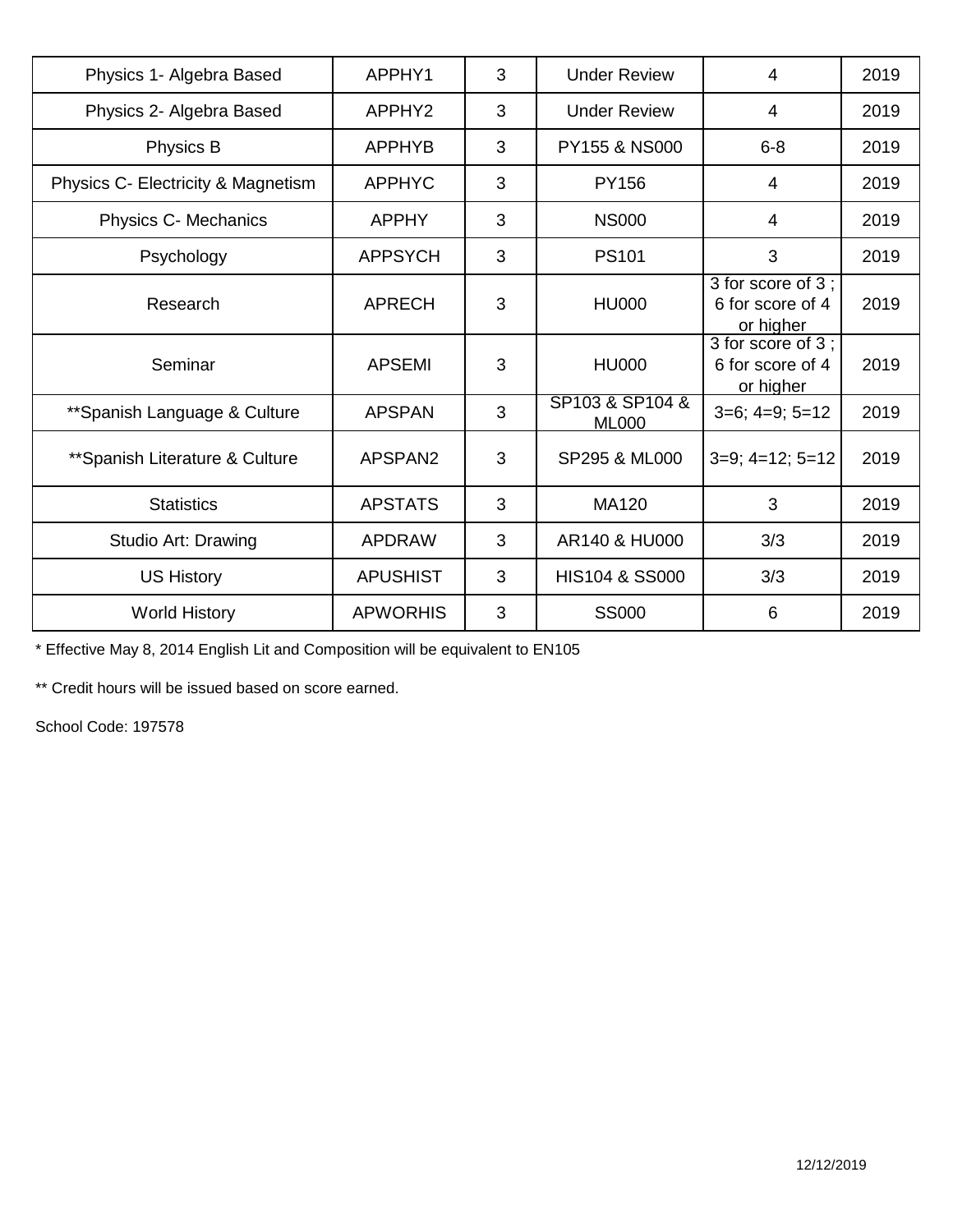| | | | | | |
|---|---|---|---|---|---|
| Physics 1- Algebra Based | APPHY1 | 3 | Under Review | 4 | 2019 |
| Physics 2- Algebra Based | APPHY2 | 3 | Under Review | 4 | 2019 |
| Physics B | APPHYB | 3 | PY155 & NS000 | 6-8 | 2019 |
| Physics C- Electricity & Magnetism | APPHYC | 3 | PY156 | 4 | 2019 |
| Physics C- Mechanics | APPHY | 3 | NS000 | 4 | 2019 |
| Psychology | APPSYCH | 3 | PS101 | 3 | 2019 |
| Research | APRECH | 3 | HU000 | 3 for score of 3 ; 6 for score of 4 or higher | 2019 |
| Seminar | APSEMI | 3 | HU000 | 3 for score of 3 ; 6 for score of 4 or higher | 2019 |
| **Spanish Language & Culture | APSPAN | 3 | SP103 & SP104 & ML000 | 3=6; 4=9; 5=12 | 2019 |
| **Spanish Literature & Culture | APSPAN2 | 3 | SP295 & ML000 | 3=9; 4=12; 5=12 | 2019 |
| Statistics | APSTATS | 3 | MA120 | 3 | 2019 |
| Studio Art: Drawing | APDRAW | 3 | AR140 & HU000 | 3/3 | 2019 |
| US History | APUSHIST | 3 | HIS104 & SS000 | 3/3 | 2019 |
| World History | APWORHIS | 3 | SS000 | 6 | 2019 |

* Effective May 8, 2014 English Lit and Composition will be equivalent to EN105

** Credit hours will be issued based on score earned.

School Code: 197578

12/12/2019